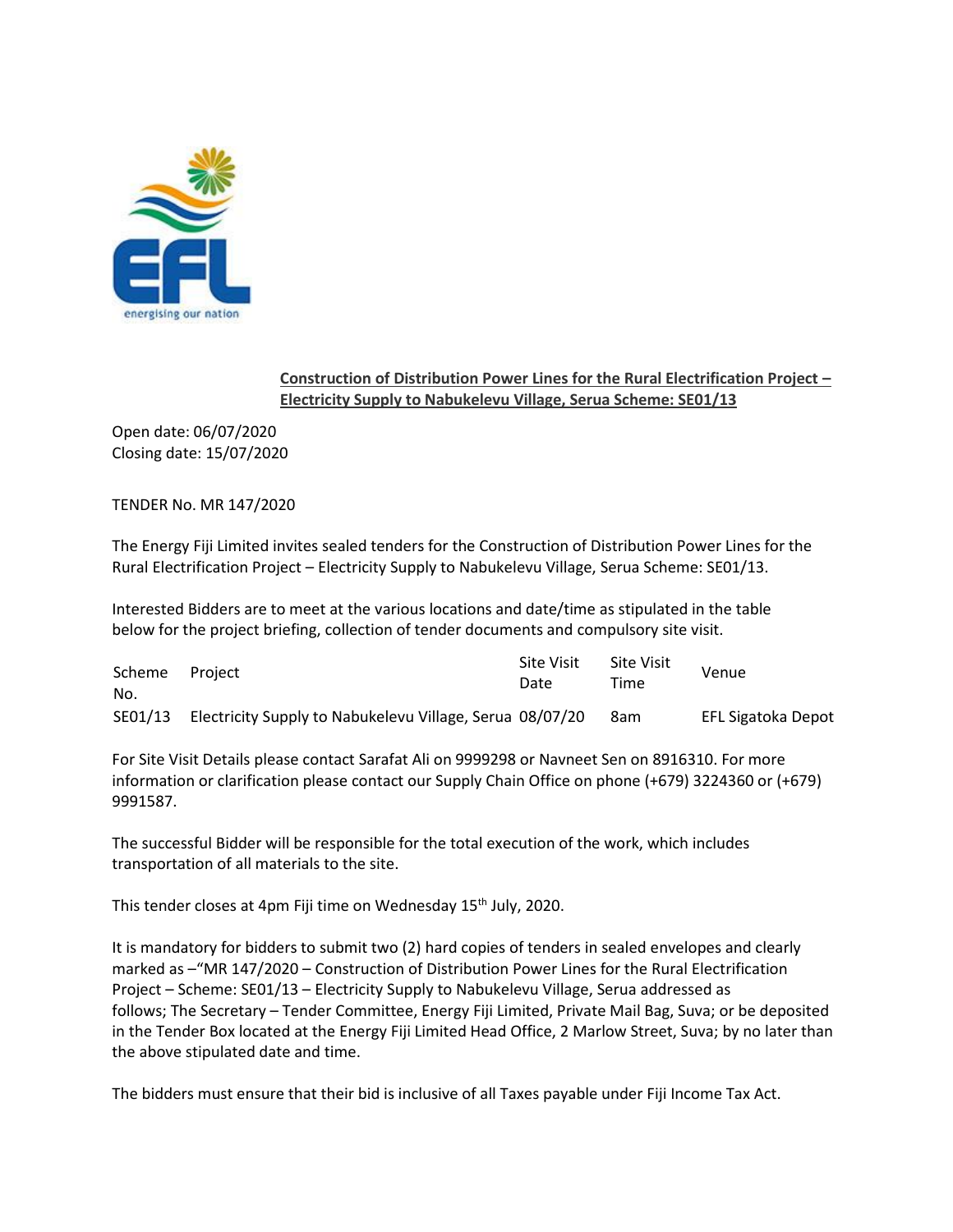**Construction of Distribution Power Lines for the Rural Electrification Project – Electricity Supply to Nabukelevu Village, Serua Scheme: SE01/13**

Open date: 06/07/2020
Closing date: 15/07/2020

TENDER No. MR 147/2020

The Energy Fiji Limited invites sealed tenders for the Construction of Distribution Power Lines for the Rural Electrification Project – Electricity Supply to Nabukelevu Village, Serua Scheme: SE01/13.

Interested Bidders are to meet at the various locations and date/time as stipulated in the table below for the project briefing, collection of tender documents and compulsory site visit.

| Scheme No. | Project | Site Visit Date | Site Visit Time | Venue |
|---|---|---|---|---|
| SE01/13 | Electricity Supply to Nabukelevu Village, Serua | 08/07/20 | 8am | EFL Sigatoka Depot |

For Site Visit Details please contact Sarafat Ali on 9999298 or Navneet Sen on 8916310. For more information or clarification please contact our Supply Chain Office on phone (+679) 3224360 or (+679) 9991587.

The successful Bidder will be responsible for the total execution of the work, which includes transportation of all materials to the site.

This tender closes at 4pm Fiji time on Wednesday 15th July, 2020.

It is mandatory for bidders to submit two (2) hard copies of tenders in sealed envelopes and clearly marked as –"MR 147/2020 – Construction of Distribution Power Lines for the Rural Electrification Project – Scheme: SE01/13 – Electricity Supply to Nabukelevu Village, Serua addressed as follows; The Secretary – Tender Committee, Energy Fiji Limited, Private Mail Bag, Suva; or be deposited in the Tender Box located at the Energy Fiji Limited Head Office, 2 Marlow Street, Suva; by no later than the above stipulated date and time.

The bidders must ensure that their bid is inclusive of all Taxes payable under Fiji Income Tax Act.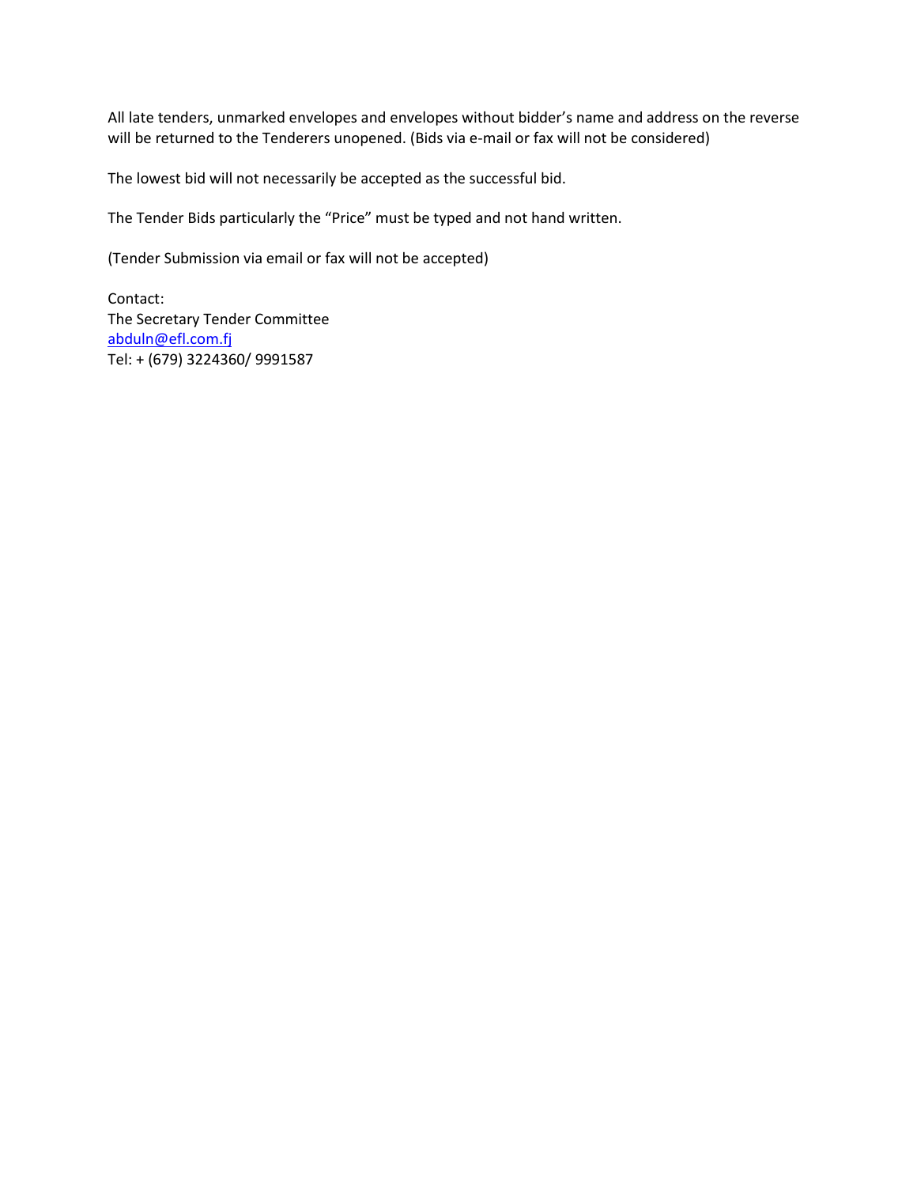All late tenders, unmarked envelopes and envelopes without bidder's name and address on the reverse will be returned to the Tenderers unopened. (Bids via e-mail or fax will not be considered)

The lowest bid will not necessarily be accepted as the successful bid.

The Tender Bids particularly the "Price" must be typed and not hand written.

(Tender Submission via email or fax will not be accepted)

Contact:
The Secretary Tender Committee
abduln@efl.com.fj
Tel: + (679) 3224360/ 9991587